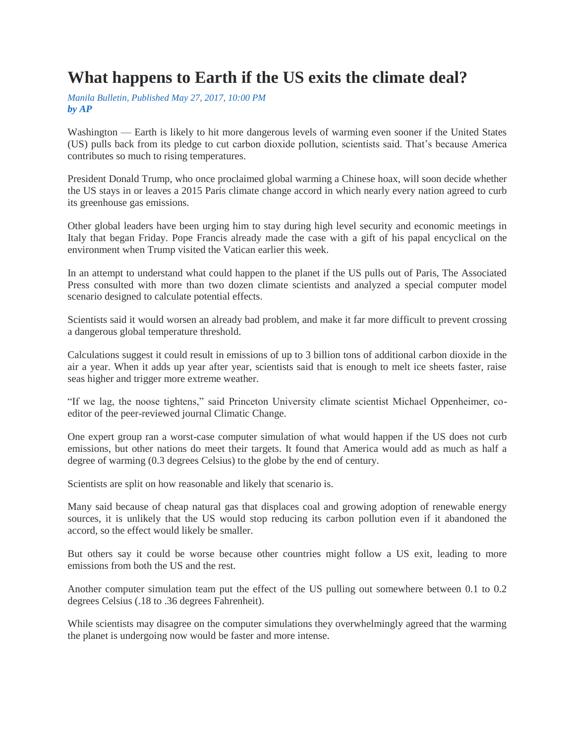# What happens to Earth if the US exits the climate deal?

*Manila Bulletin, Published May 27, 2017, 10:00 PM*
***by AP***

Washington — Earth is likely to hit more dangerous levels of warming even sooner if the United States (US) pulls back from its pledge to cut carbon dioxide pollution, scientists said. That's because America contributes so much to rising temperatures.

President Donald Trump, who once proclaimed global warming a Chinese hoax, will soon decide whether the US stays in or leaves a 2015 Paris climate change accord in which nearly every nation agreed to curb its greenhouse gas emissions.

Other global leaders have been urging him to stay during high level security and economic meetings in Italy that began Friday. Pope Francis already made the case with a gift of his papal encyclical on the environment when Trump visited the Vatican earlier this week.

In an attempt to understand what could happen to the planet if the US pulls out of Paris, The Associated Press consulted with more than two dozen climate scientists and analyzed a special computer model scenario designed to calculate potential effects.

Scientists said it would worsen an already bad problem, and make it far more difficult to prevent crossing a dangerous global temperature threshold.

Calculations suggest it could result in emissions of up to 3 billion tons of additional carbon dioxide in the air a year. When it adds up year after year, scientists said that is enough to melt ice sheets faster, raise seas higher and trigger more extreme weather.

"If we lag, the noose tightens," said Princeton University climate scientist Michael Oppenheimer, co-editor of the peer-reviewed journal Climatic Change.

One expert group ran a worst-case computer simulation of what would happen if the US does not curb emissions, but other nations do meet their targets. It found that America would add as much as half a degree of warming (0.3 degrees Celsius) to the globe by the end of century.

Scientists are split on how reasonable and likely that scenario is.

Many said because of cheap natural gas that displaces coal and growing adoption of renewable energy sources, it is unlikely that the US would stop reducing its carbon pollution even if it abandoned the accord, so the effect would likely be smaller.

But others say it could be worse because other countries might follow a US exit, leading to more emissions from both the US and the rest.

Another computer simulation team put the effect of the US pulling out somewhere between 0.1 to 0.2 degrees Celsius (.18 to .36 degrees Fahrenheit).

While scientists may disagree on the computer simulations they overwhelmingly agreed that the warming the planet is undergoing now would be faster and more intense.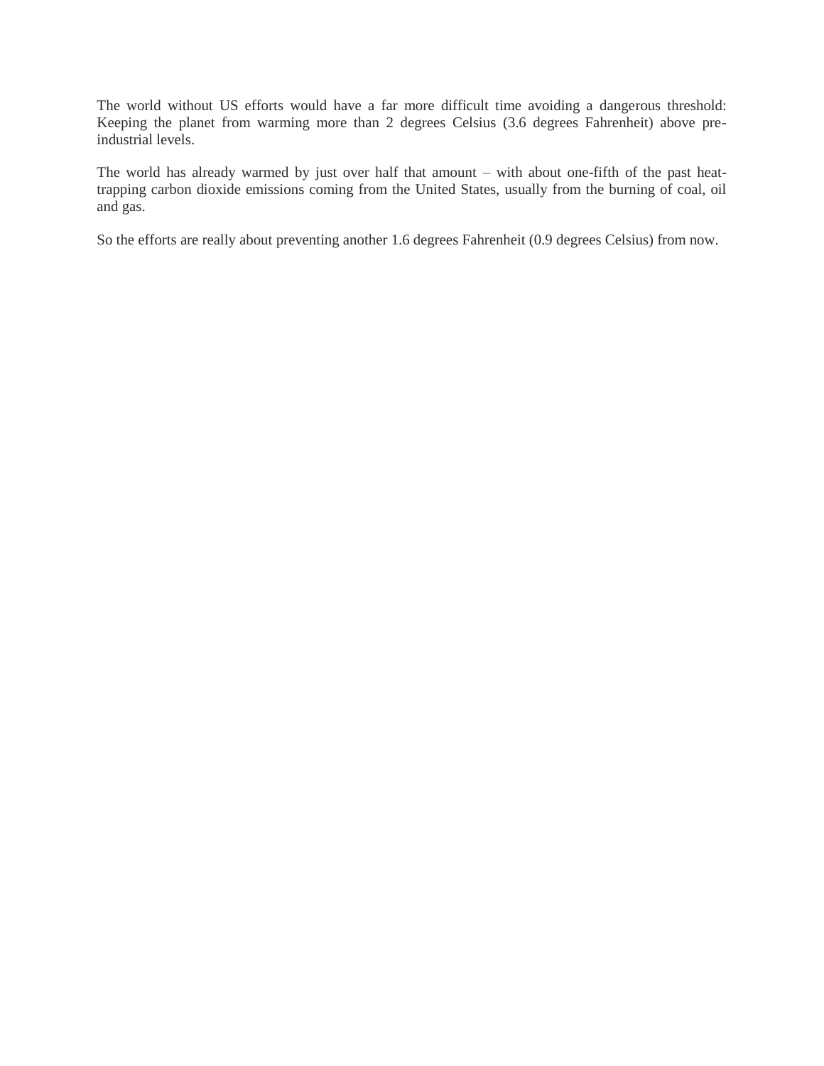The world without US efforts would have a far more difficult time avoiding a dangerous threshold: Keeping the planet from warming more than 2 degrees Celsius (3.6 degrees Fahrenheit) above pre-industrial levels.

The world has already warmed by just over half that amount – with about one-fifth of the past heat-trapping carbon dioxide emissions coming from the United States, usually from the burning of coal, oil and gas.

So the efforts are really about preventing another 1.6 degrees Fahrenheit (0.9 degrees Celsius) from now.